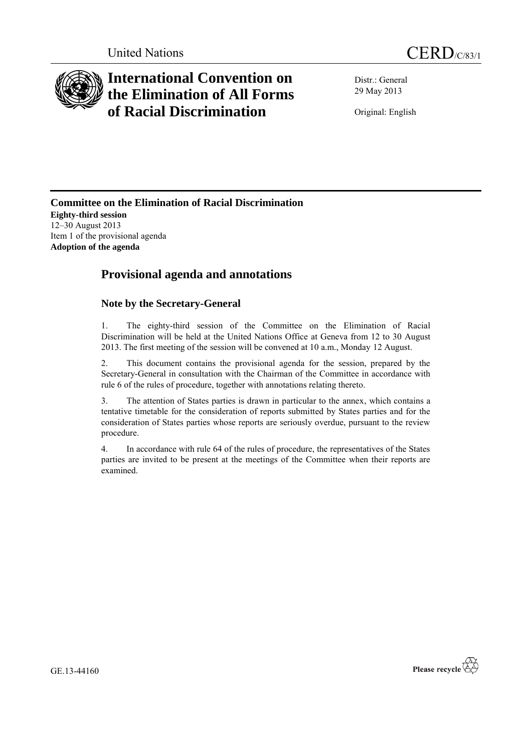United Nations

CERD/C/83/1

# International Convention on the Elimination of All Forms of Racial Discrimination

Distr.: General
29 May 2013

Original: English

**Committee on the Elimination of Racial Discrimination**
**Eighty-third session**
12–30 August 2013
Item 1 of the provisional agenda
**Adoption of the agenda**

## Provisional agenda and annotations

### Note by the Secretary-General

1. The eighty-third session of the Committee on the Elimination of Racial Discrimination will be held at the United Nations Office at Geneva from 12 to 30 August 2013. The first meeting of the session will be convened at 10 a.m., Monday 12 August.

2. This document contains the provisional agenda for the session, prepared by the Secretary-General in consultation with the Chairman of the Committee in accordance with rule 6 of the rules of procedure, together with annotations relating thereto.

3. The attention of States parties is drawn in particular to the annex, which contains a tentative timetable for the consideration of reports submitted by States parties and for the consideration of States parties whose reports are seriously overdue, pursuant to the review procedure.

4. In accordance with rule 64 of the rules of procedure, the representatives of the States parties are invited to be present at the meetings of the Committee when their reports are examined.

GE.13-44160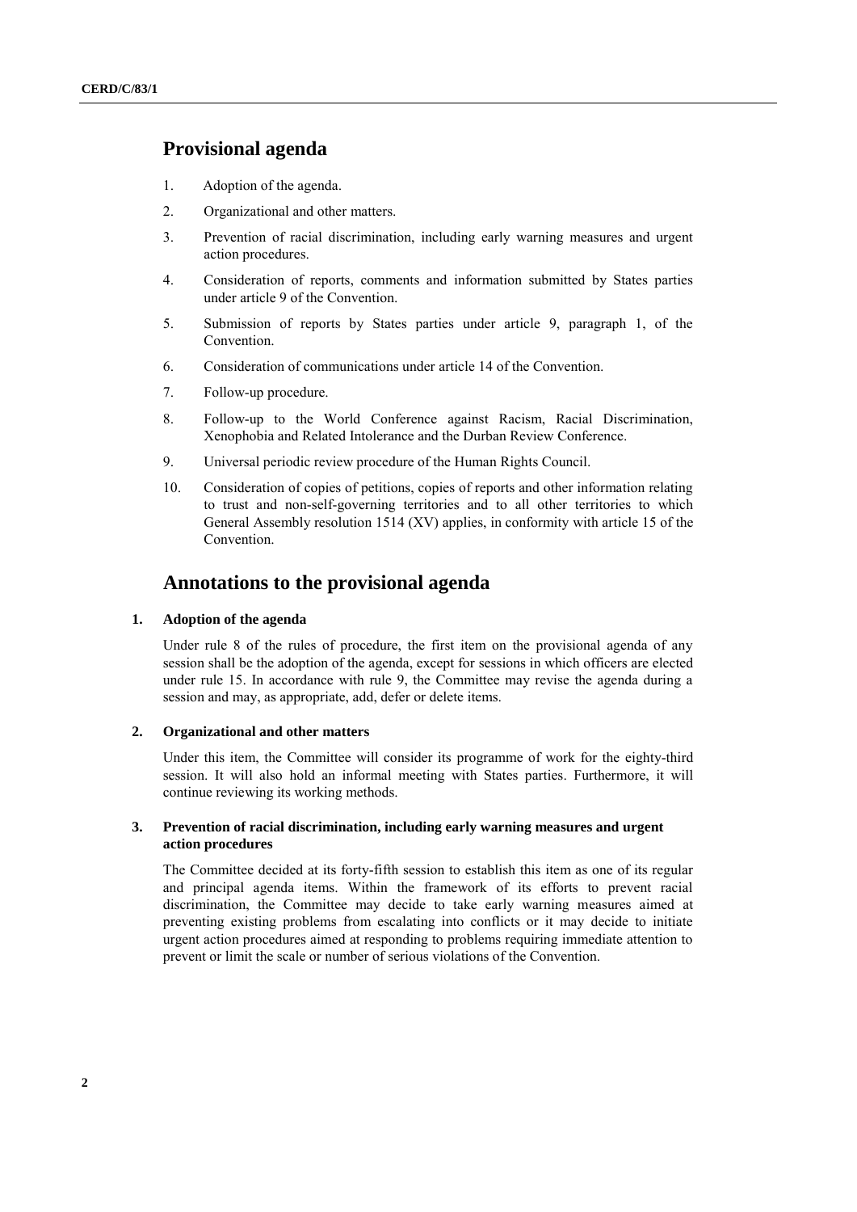## Provisional agenda

1. Adoption of the agenda.
2. Organizational and other matters.
3. Prevention of racial discrimination, including early warning measures and urgent action procedures.
4. Consideration of reports, comments and information submitted by States parties under article 9 of the Convention.
5. Submission of reports by States parties under article 9, paragraph 1, of the Convention.
6. Consideration of communications under article 14 of the Convention.
7. Follow-up procedure.
8. Follow-up to the World Conference against Racism, Racial Discrimination, Xenophobia and Related Intolerance and the Durban Review Conference.
9. Universal periodic review procedure of the Human Rights Council.
10. Consideration of copies of petitions, copies of reports and other information relating to trust and non-self-governing territories and to all other territories to which General Assembly resolution 1514 (XV) applies, in conformity with article 15 of the Convention.

## Annotations to the provisional agenda

### 1. Adoption of the agenda

Under rule 8 of the rules of procedure, the first item on the provisional agenda of any session shall be the adoption of the agenda, except for sessions in which officers are elected under rule 15. In accordance with rule 9, the Committee may revise the agenda during a session and may, as appropriate, add, defer or delete items.

### 2. Organizational and other matters

Under this item, the Committee will consider its programme of work for the eighty-third session. It will also hold an informal meeting with States parties. Furthermore, it will continue reviewing its working methods.

### 3. Prevention of racial discrimination, including early warning measures and urgent action procedures

The Committee decided at its forty-fifth session to establish this item as one of its regular and principal agenda items. Within the framework of its efforts to prevent racial discrimination, the Committee may decide to take early warning measures aimed at preventing existing problems from escalating into conflicts or it may decide to initiate urgent action procedures aimed at responding to problems requiring immediate attention to prevent or limit the scale or number of serious violations of the Convention.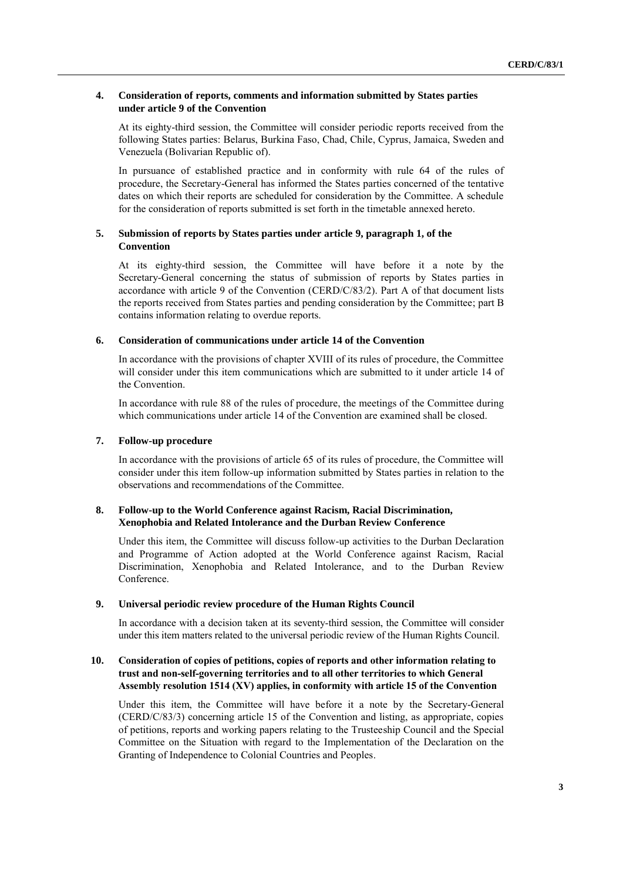### 4. Consideration of reports, comments and information submitted by States parties under article 9 of the Convention

At its eighty-third session, the Committee will consider periodic reports received from the following States parties: Belarus, Burkina Faso, Chad, Chile, Cyprus, Jamaica, Sweden and Venezuela (Bolivarian Republic of).

In pursuance of established practice and in conformity with rule 64 of the rules of procedure, the Secretary-General has informed the States parties concerned of the tentative dates on which their reports are scheduled for consideration by the Committee. A schedule for the consideration of reports submitted is set forth in the timetable annexed hereto.

### 5. Submission of reports by States parties under article 9, paragraph 1, of the Convention

At its eighty-third session, the Committee will have before it a note by the Secretary-General concerning the status of submission of reports by States parties in accordance with article 9 of the Convention (CERD/C/83/2). Part A of that document lists the reports received from States parties and pending consideration by the Committee; part B contains information relating to overdue reports.

### 6. Consideration of communications under article 14 of the Convention

In accordance with the provisions of chapter XVIII of its rules of procedure, the Committee will consider under this item communications which are submitted to it under article 14 of the Convention.

In accordance with rule 88 of the rules of procedure, the meetings of the Committee during which communications under article 14 of the Convention are examined shall be closed.

### 7. Follow-up procedure

In accordance with the provisions of article 65 of its rules of procedure, the Committee will consider under this item follow-up information submitted by States parties in relation to the observations and recommendations of the Committee.

### 8. Follow-up to the World Conference against Racism, Racial Discrimination, Xenophobia and Related Intolerance and the Durban Review Conference

Under this item, the Committee will discuss follow-up activities to the Durban Declaration and Programme of Action adopted at the World Conference against Racism, Racial Discrimination, Xenophobia and Related Intolerance, and to the Durban Review Conference.

### 9. Universal periodic review procedure of the Human Rights Council

In accordance with a decision taken at its seventy-third session, the Committee will consider under this item matters related to the universal periodic review of the Human Rights Council.

### 10. Consideration of copies of petitions, copies of reports and other information relating to trust and non-self-governing territories and to all other territories to which General Assembly resolution 1514 (XV) applies, in conformity with article 15 of the Convention

Under this item, the Committee will have before it a note by the Secretary-General (CERD/C/83/3) concerning article 15 of the Convention and listing, as appropriate, copies of petitions, reports and working papers relating to the Trusteeship Council and the Special Committee on the Situation with regard to the Implementation of the Declaration on the Granting of Independence to Colonial Countries and Peoples.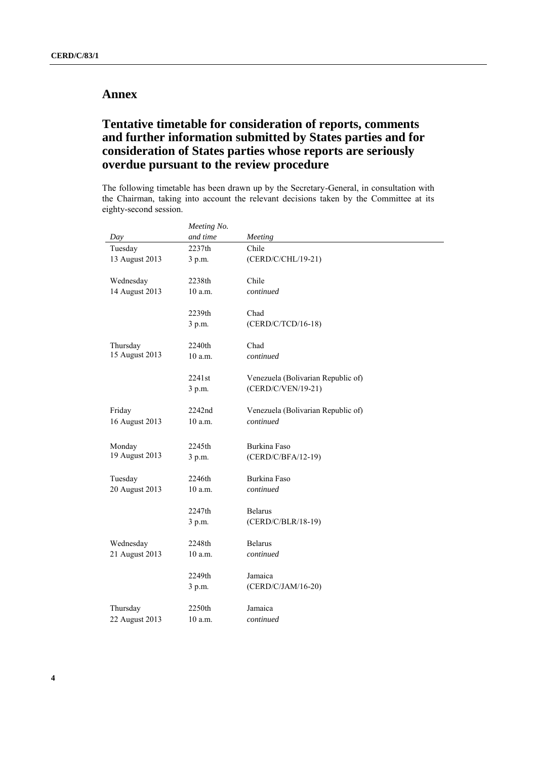# Annex

## Tentative timetable for consideration of reports, comments and further information submitted by States parties and for consideration of States parties whose reports are seriously overdue pursuant to the review procedure

The following timetable has been drawn up by the Secretary-General, in consultation with the Chairman, taking into account the relevant decisions taken by the Committee at its eighty-second session.

| *Day* | *Meeting No. and time* | *Meeting* |
|---|---|---|
| Tuesday 13 August 2013 | 2237th 3 p.m. | Chile (CERD/C/CHL/19-21) |
| Wednesday 14 August 2013 | 2238th 10 a.m. | Chile *continued* |
| | 2239th 3 p.m. | Chad (CERD/C/TCD/16-18) |
| Thursday 15 August 2013 | 2240th 10 a.m. | Chad *continued* |
| | 2241st 3 p.m. | Venezuela (Bolivarian Republic of) (CERD/C/VEN/19-21) |
| Friday 16 August 2013 | 2242nd 10 a.m. | Venezuela (Bolivarian Republic of) *continued* |
| Monday 19 August 2013 | 2245th 3 p.m. | Burkina Faso (CERD/C/BFA/12-19) |
| Tuesday 20 August 2013 | 2246th 10 a.m. | Burkina Faso *continued* |
| | 2247th 3 p.m. | Belarus (CERD/C/BLR/18-19) |
| Wednesday 21 August 2013 | 2248th 10 a.m. | Belarus *continued* |
| | 2249th 3 p.m. | Jamaica (CERD/C/JAM/16-20) |
| Thursday 22 August 2013 | 2250th 10 a.m. | Jamaica *continued* |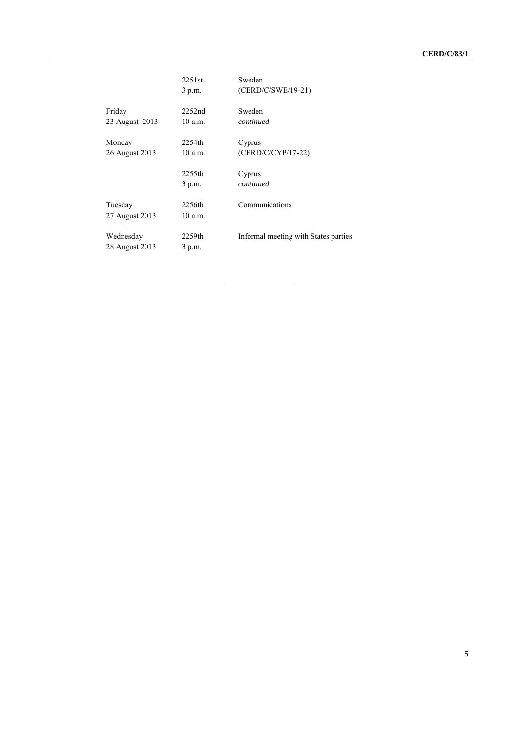| | | |
|---|---|---|
| | 2251st<br>3 p.m. | Sweden<br>(CERD/C/SWE/19-21) |
| Friday<br>23 August 2013 | 2252nd<br>10 a.m. | Sweden<br>*continued* |
| Monday<br>26 August 2013 | 2254th<br>10 a.m. | Cyprus<br>(CERD/C/CYP/17-22) |
| | 2255th<br>3 p.m. | Cyprus<br>*continued* |
| Tuesday<br>27 August 2013 | 2256th<br>10 a.m. | Communications |
| Wednesday<br>28 August 2013 | 2259th<br>3 p.m. | Informal meeting with States parties |